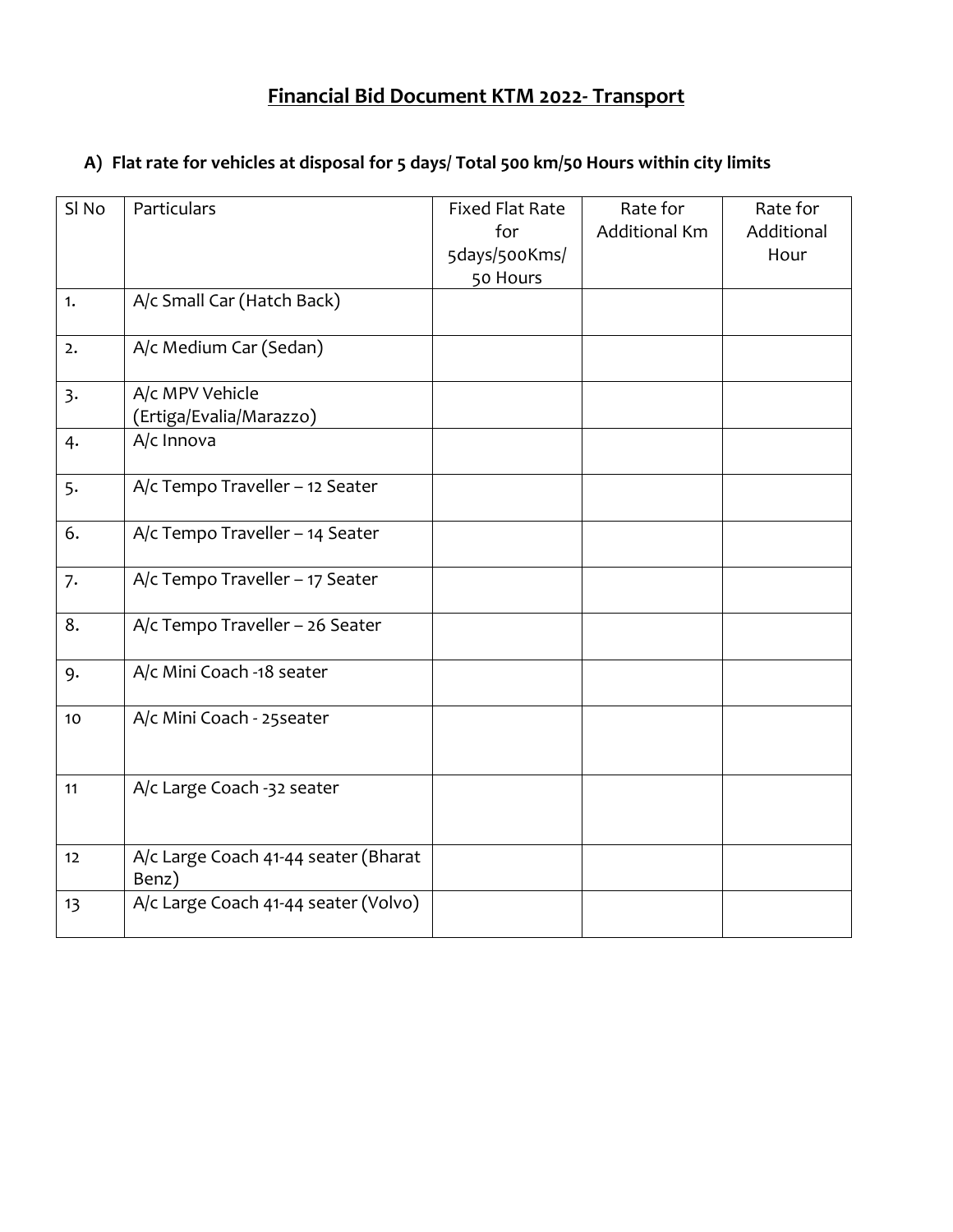# Financial Bid Document KTM 2022- Transport

## A) Flat rate for vehicles at disposal for 5 days/ Total 500 km/50 Hours within city limits

| Sl No | Particulars | Fixed Flat Rate for 5days/500Kms/ 50 Hours | Rate for Additional Km | Rate for Additional Hour |
|---|---|---|---|---|
| 1. | A/c Small Car (Hatch Back) | | | |
| 2. | A/c Medium Car (Sedan) | | | |
| 3. | A/c MPV Vehicle (Ertiga/Evalia/Marazzo) | | | |
| 4. | A/c Innova | | | |
| 5. | A/c Tempo Traveller – 12 Seater | | | |
| 6. | A/c Tempo Traveller – 14 Seater | | | |
| 7. | A/c Tempo Traveller – 17 Seater | | | |
| 8. | A/c Tempo Traveller – 26 Seater | | | |
| 9. | A/c Mini Coach -18 seater | | | |
| 10 | A/c Mini Coach - 25seater | | | |
| 11 | A/c Large Coach -32 seater | | | |
| 12 | A/c Large Coach 41-44 seater (Bharat Benz) | | | |
| 13 | A/c Large Coach 41-44 seater (Volvo) | | | |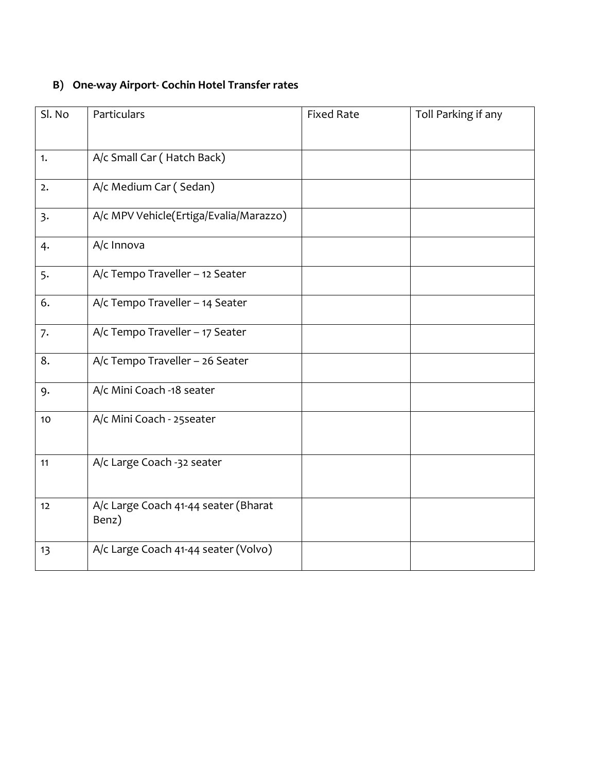### B) One-way Airport- Cochin Hotel Transfer rates

| Sl. No | Particulars | Fixed Rate | Toll Parking if any |
|---|---|---|---|
| 1. | A/c Small Car ( Hatch Back) | | |
| 2. | A/c Medium Car ( Sedan) | | |
| 3. | A/c MPV Vehicle(Ertiga/Evalia/Marazzo) | | |
| 4. | A/c Innova | | |
| 5. | A/c Tempo Traveller – 12 Seater | | |
| 6. | A/c Tempo Traveller – 14 Seater | | |
| 7. | A/c Tempo Traveller – 17 Seater | | |
| 8. | A/c Tempo Traveller – 26 Seater | | |
| 9. | A/c Mini Coach -18 seater | | |
| 10 | A/c Mini Coach - 25seater | | |
| 11 | A/c Large Coach -32 seater | | |
| 12 | A/c Large Coach 41-44 seater (Bharat Benz) | | |
| 13 | A/c Large Coach 41-44 seater (Volvo) | | |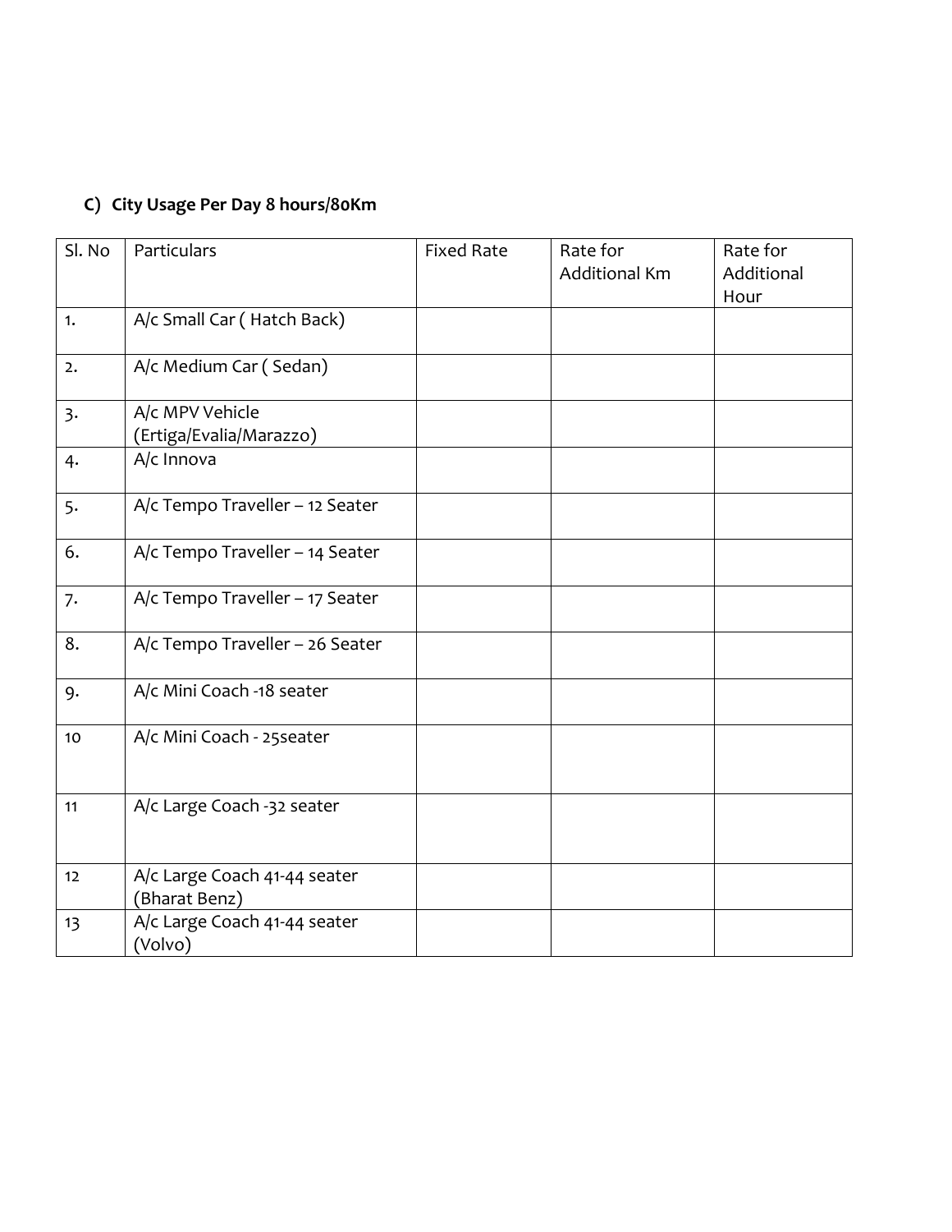### C) City Usage Per Day 8 hours/80Km

| Sl. No | Particulars | Fixed Rate | Rate for Additional Km | Rate for Additional Hour |
|---|---|---|---|---|
| 1. | A/c Small Car ( Hatch Back) | | | |
| 2. | A/c Medium Car ( Sedan) | | | |
| 3. | A/c MPV Vehicle (Ertiga/Evalia/Marazzo) | | | |
| 4. | A/c Innova | | | |
| 5. | A/c Tempo Traveller – 12 Seater | | | |
| 6. | A/c Tempo Traveller – 14 Seater | | | |
| 7. | A/c Tempo Traveller – 17 Seater | | | |
| 8. | A/c Tempo Traveller – 26 Seater | | | |
| 9. | A/c Mini Coach -18 seater | | | |
| 10 | A/c Mini Coach - 25seater | | | |
| 11 | A/c Large Coach -32 seater | | | |
| 12 | A/c Large Coach 41-44 seater (Bharat Benz) | | | |
| 13 | A/c Large Coach 41-44 seater (Volvo) | | | |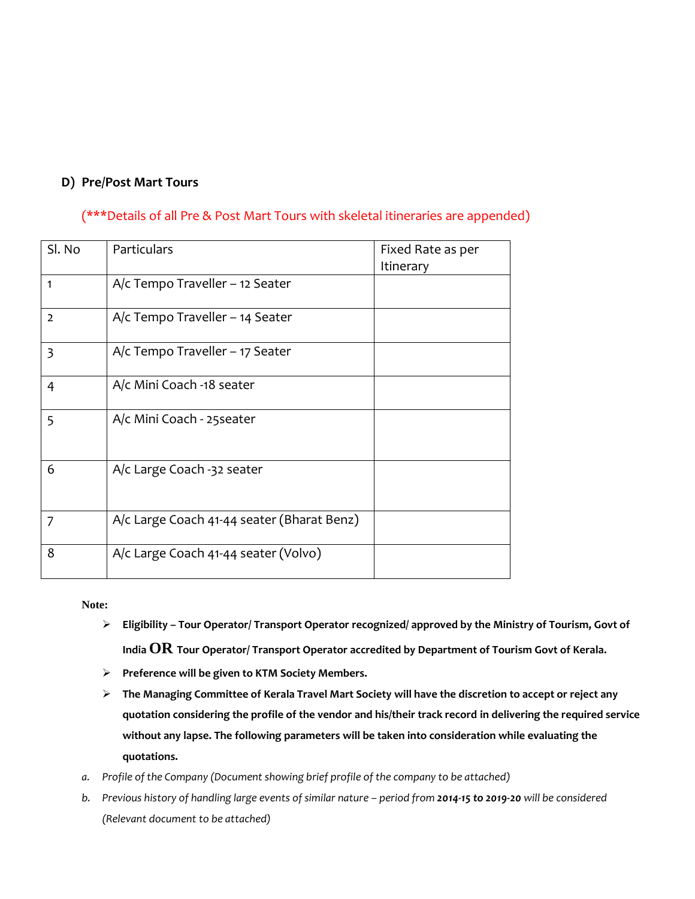## D) Pre/Post Mart Tours

(***Details of all Pre & Post Mart Tours with skeletal itineraries are appended)

| Sl. No | Particulars | Fixed Rate as per Itinerary |
|---|---|---|
| 1 | A/c Tempo Traveller – 12 Seater | |
| 2 | A/c Tempo Traveller – 14 Seater | |
| 3 | A/c Tempo Traveller – 17 Seater | |
| 4 | A/c Mini Coach -18 seater | |
| 5 | A/c Mini Coach - 25seater | |
| 6 | A/c Large Coach -32 seater | |
| 7 | A/c Large Coach 41-44 seater (Bharat Benz) | |
| 8 | A/c Large Coach 41-44 seater (Volvo) | |

**Note:**

- **Eligibility – Tour Operator/ Transport Operator recognized/ approved by the Ministry of Tourism, Govt of India OR Tour Operator/ Transport Operator accredited by Department of Tourism Govt of Kerala.**
- **Preference will be given to KTM Society Members.**
- **The Managing Committee of Kerala Travel Mart Society will have the discretion to accept or reject any quotation considering the profile of the vendor and his/their track record in delivering the required service without any lapse. The following parameters will be taken into consideration while evaluating the quotations.**

a. *Profile of the Company (Document showing brief profile of the company to be attached)*

b. *Previous history of handling large events of similar nature – period from **2014-15 to 2019-20** will be considered (Relevant document to be attached)*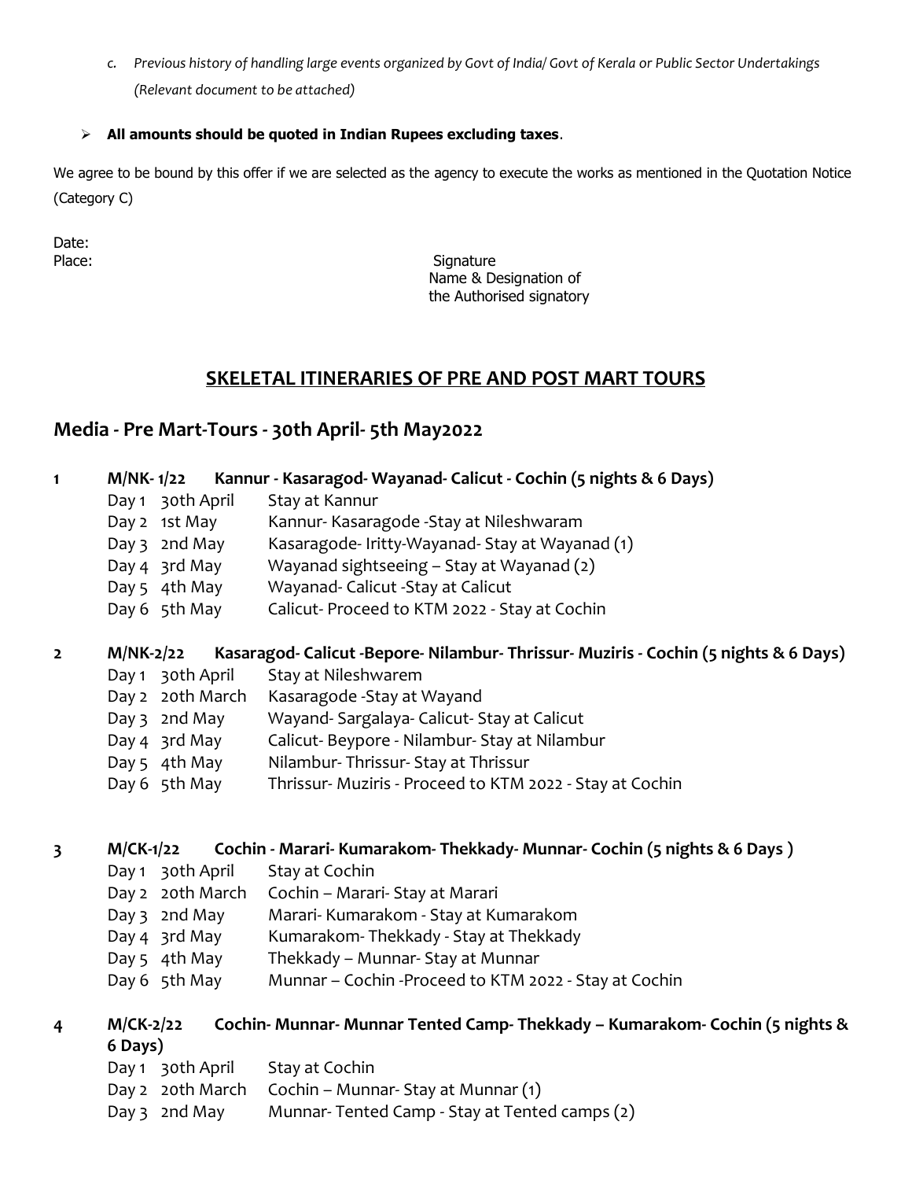c. *Previous history of handling large events organized by Govt of India/ Govt of Kerala or Public Sector Undertakings (Relevant document to be attached)*

- **All amounts should be quoted in Indian Rupees excluding taxes**.

We agree to be bound by this offer if we are selected as the agency to execute the works as mentioned in the Quotation Notice (Category C)

Date:
Place:

Signature
Name & Designation of
the Authorised signatory

## SKELETAL ITINERARIES OF PRE AND POST MART TOURS

## Media - Pre Mart-Tours - 30th April- 5th May2022

**1 M/NK- 1/22 Kannur - Kasaragod- Wayanad- Calicut - Cochin (5 nights & 6 Days)**

| | | |
|---|---|---|
| Day 1 | 30th April | Stay at Kannur |
| Day 2 | 1st May | Kannur- Kasaragode -Stay at Nileshwaram |
| Day 3 | 2nd May | Kasaragode- Iritty-Wayanad- Stay at Wayanad (1) |
| Day 4 | 3rd May | Wayanad sightseeing – Stay at Wayanad (2) |
| Day 5 | 4th May | Wayanad- Calicut -Stay at Calicut |
| Day 6 | 5th May | Calicut- Proceed to KTM 2022 - Stay at Cochin |

**2 M/NK-2/22 Kasaragod- Calicut -Bepore- Nilambur- Thrissur- Muziris - Cochin (5 nights & 6 Days)**

| | | |
|---|---|---|
| Day 1 | 30th April | Stay at Nileshwarem |
| Day 2 | 20th March | Kasaragode -Stay at Wayand |
| Day 3 | 2nd May | Wayand- Sargalaya- Calicut- Stay at Calicut |
| Day 4 | 3rd May | Calicut- Beypore - Nilambur- Stay at Nilambur |
| Day 5 | 4th May | Nilambur- Thrissur- Stay at Thrissur |
| Day 6 | 5th May | Thrissur- Muziris - Proceed to KTM 2022 - Stay at Cochin |

**3 M/CK-1/22 Cochin - Marari- Kumarakom- Thekkady- Munnar- Cochin (5 nights & 6 Days )**

| | | |
|---|---|---|
| Day 1 | 30th April | Stay at Cochin |
| Day 2 | 20th March | Cochin – Marari- Stay at Marari |
| Day 3 | 2nd May | Marari- Kumarakom - Stay at Kumarakom |
| Day 4 | 3rd May | Kumarakom- Thekkady - Stay at Thekkady |
| Day 5 | 4th May | Thekkady – Munnar- Stay at Munnar |
| Day 6 | 5th May | Munnar – Cochin -Proceed to KTM 2022 - Stay at Cochin |

**4 M/CK-2/22 Cochin- Munnar- Munnar Tented Camp- Thekkady – Kumarakom- Cochin (5 nights & 6 Days)**

| | | |
|---|---|---|
| Day 1 | 30th April | Stay at Cochin |
| Day 2 | 20th March | Cochin – Munnar- Stay at Munnar (1) |
| Day 3 | 2nd May | Munnar- Tented Camp - Stay at Tented camps (2) |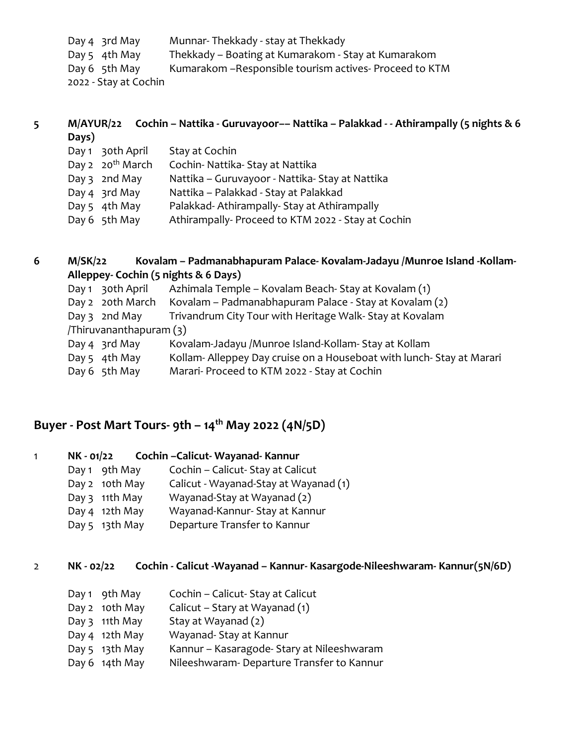Day 4 3rd May Munnar- Thekkady - stay at Thekkady

Day 5 4th May Thekkady – Boating at Kumarakom - Stay at Kumarakom

Day 6 5th May Kumarakom –Responsible tourism actives- Proceed to KTM 2022 - Stay at Cochin

**5 M/AYUR/22 Cochin – Nattika - Guruvayoor–– Nattika – Palakkad - - Athirampally (5 nights & 6 Days)**

Day 1 30th April Stay at Cochin

Day 2 20th March Cochin- Nattika- Stay at Nattika

Day 3 2nd May Nattika – Guruvayoor - Nattika- Stay at Nattika

Day 4 3rd May Nattika – Palakkad - Stay at Palakkad

Day 5 4th May Palakkad- Athirampally- Stay at Athirampally

Day 6 5th May Athirampally- Proceed to KTM 2022 - Stay at Cochin

**6 M/SK/22 Kovalam – Padmanabhapuram Palace- Kovalam-Jadayu /Munroe Island -Kollam- Alleppey- Cochin (5 nights & 6 Days)**

Day 1 30th April Azhimala Temple – Kovalam Beach- Stay at Kovalam (1)

Day 2 20th March Kovalam – Padmanabhapuram Palace - Stay at Kovalam (2)

Day 3 2nd May Trivandrum City Tour with Heritage Walk- Stay at Kovalam /Thiruvananthapuram (3)

Day 4 3rd May Kovalam-Jadayu /Munroe Island-Kollam- Stay at Kollam

Day 5 4th May Kollam- Alleppey Day cruise on a Houseboat with lunch- Stay at Marari

Day 6 5th May Marari- Proceed to KTM 2022 - Stay at Cochin

## Buyer - Post Mart Tours- 9th – 14th May 2022 (4N/5D)

**1 NK - 01/22 Cochin –Calicut- Wayanad- Kannur**

Day 1 9th May Cochin – Calicut- Stay at Calicut

Day 2 10th May Calicut - Wayanad-Stay at Wayanad (1)

Day 3 11th May Wayanad-Stay at Wayanad (2)

Day 4 12th May Wayanad-Kannur- Stay at Kannur

Day 5 13th May Departure Transfer to Kannur

**2 NK - 02/22 Cochin - Calicut -Wayanad – Kannur- Kasargode-Nileeshwaram- Kannur(5N/6D)**

Day 1 9th May Cochin – Calicut- Stay at Calicut

Day 2 10th May Calicut – Stary at Wayanad (1)

Day 3 11th May Stay at Wayanad (2)

Day 4 12th May Wayanad- Stay at Kannur

Day 5 13th May Kannur – Kasaragode- Stary at Nileeshwaram

Day 6 14th May Nileeshwaram- Departure Transfer to Kannur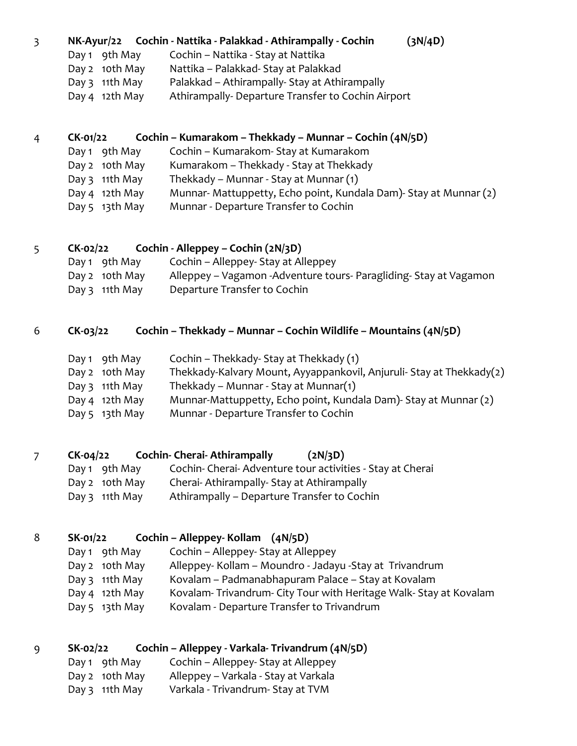3 **NK-Ayur/22 Cochin - Nattika - Palakkad - Athirampally - Cochin (3N/4D)**

Day 1 9th May Cochin – Nattika - Stay at Nattika
Day 2 10th May Nattika – Palakkad- Stay at Palakkad
Day 3 11th May Palakkad – Athirampally- Stay at Athirampally
Day 4 12th May Athirampally- Departure Transfer to Cochin Airport

4 **CK-01/22 Cochin – Kumarakom – Thekkady – Munnar – Cochin (4N/5D)**

Day 1 9th May Cochin – Kumarakom- Stay at Kumarakom
Day 2 10th May Kumarakom – Thekkady - Stay at Thekkady
Day 3 11th May Thekkady – Munnar - Stay at Munnar (1)
Day 4 12th May Munnar- Mattuppetty, Echo point, Kundala Dam)- Stay at Munnar (2)
Day 5 13th May Munnar - Departure Transfer to Cochin

5 **CK-02/22 Cochin - Alleppey – Cochin (2N/3D)**

Day 1 9th May Cochin – Alleppey- Stay at Alleppey
Day 2 10th May Alleppey – Vagamon -Adventure tours- Paragliding- Stay at Vagamon
Day 3 11th May Departure Transfer to Cochin

6 **CK-03/22 Cochin – Thekkady – Munnar – Cochin Wildlife – Mountains (4N/5D)**

Day 1 9th May Cochin – Thekkady- Stay at Thekkady (1)
Day 2 10th May Thekkady-Kalvary Mount, Ayyappankovil, Anjuruli- Stay at Thekkady(2)
Day 3 11th May Thekkady – Munnar - Stay at Munnar(1)
Day 4 12th May Munnar-Mattuppetty, Echo point, Kundala Dam)- Stay at Munnar (2)
Day 5 13th May Munnar - Departure Transfer to Cochin

7 **CK-04/22 Cochin- Cherai- Athirampally (2N/3D)**

Day 1 9th May Cochin- Cherai- Adventure tour activities - Stay at Cherai
Day 2 10th May Cherai- Athirampally- Stay at Athirampally
Day 3 11th May Athirampally – Departure Transfer to Cochin

8 **SK-01/22 Cochin – Alleppey- Kollam (4N/5D)**

Day 1 9th May Cochin – Alleppey- Stay at Alleppey
Day 2 10th May Alleppey- Kollam – Moundro - Jadayu -Stay at Trivandrum
Day 3 11th May Kovalam – Padmanabhapuram Palace – Stay at Kovalam
Day 4 12th May Kovalam- Trivandrum- City Tour with Heritage Walk- Stay at Kovalam
Day 5 13th May Kovalam - Departure Transfer to Trivandrum

9 **SK-02/22 Cochin – Alleppey - Varkala- Trivandrum (4N/5D)**

Day 1 9th May Cochin – Alleppey- Stay at Alleppey
Day 2 10th May Alleppey – Varkala - Stay at Varkala
Day 3 11th May Varkala - Trivandrum- Stay at TVM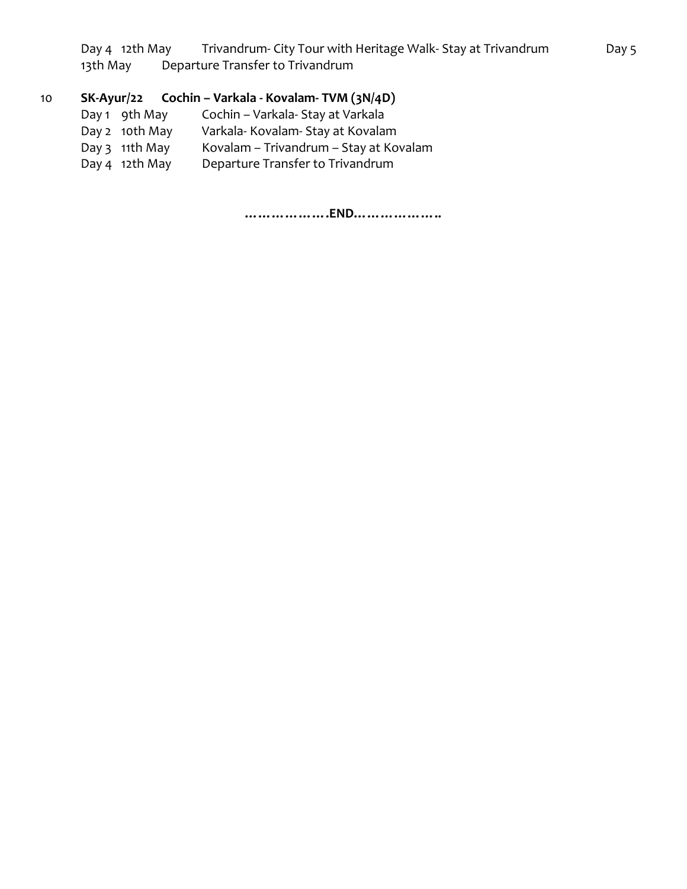Day 4 12th May Trivandrum- City Tour with Heritage Walk- Stay at Trivandrum Day 5
13th May Departure Transfer to Trivandrum

10 **SK-Ayur/22 Cochin – Varkala - Kovalam- TVM (3N/4D)**

| | | |
|---|---|---|
| Day 1 | 9th May | Cochin – Varkala- Stay at Varkala |
| Day 2 | 10th May | Varkala- Kovalam- Stay at Kovalam |
| Day 3 | 11th May | Kovalam – Trivandrum – Stay at Kovalam |
| Day 4 | 12th May | Departure Transfer to Trivandrum |

**……………….END………………..**